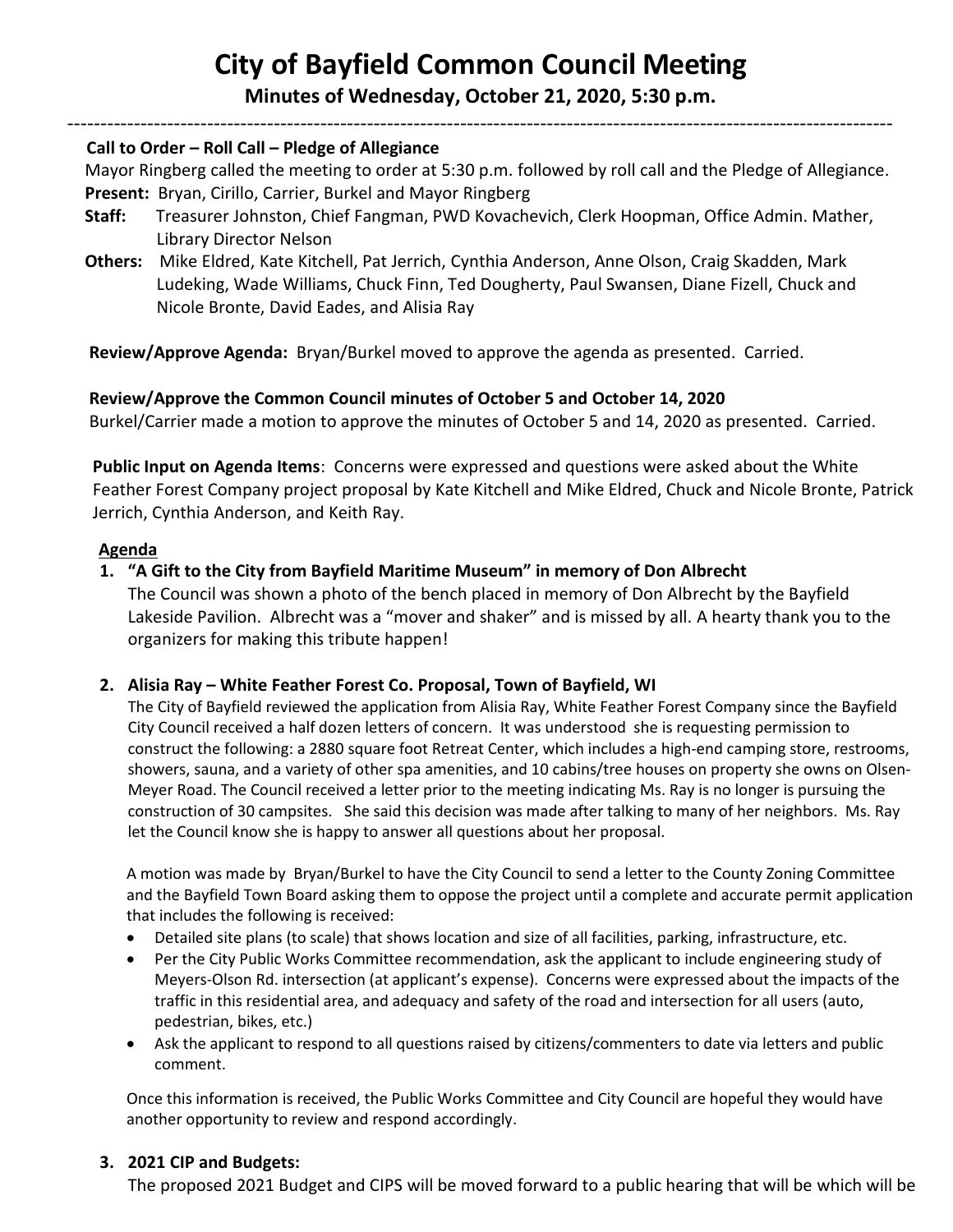# City of Bayfield Common Council Meeting

## Minutes of Wednesday, October 21, 2020, 5:30 p.m.

---

**Call to Order – Roll Call – Pledge of Allegiance**

Mayor Ringberg called the meeting to order at 5:30 p.m. followed by roll call and the Pledge of Allegiance.

**Present:** Bryan, Cirillo, Carrier, Burkel and Mayor Ringberg

**Staff:** Treasurer Johnston, Chief Fangman, PWD Kovachevich, Clerk Hoopman, Office Admin. Mather, Library Director Nelson

**Others:** Mike Eldred, Kate Kitchell, Pat Jerrich, Cynthia Anderson, Anne Olson, Craig Skadden, Mark Ludeking, Wade Williams, Chuck Finn, Ted Dougherty, Paul Swansen, Diane Fizell, Chuck and Nicole Bronte, David Eades, and Alisia Ray

**Review/Approve Agenda:** Bryan/Burkel moved to approve the agenda as presented. Carried.

**Review/Approve the Common Council minutes of October 5 and October 14, 2020**

Burkel/Carrier made a motion to approve the minutes of October 5 and 14, 2020 as presented. Carried.

**Public Input on Agenda Items**: Concerns were expressed and questions were asked about the White Feather Forest Company project proposal by Kate Kitchell and Mike Eldred, Chuck and Nicole Bronte, Patrick Jerrich, Cynthia Anderson, and Keith Ray.

**Agenda**

1. **"A Gift to the City from Bayfield Maritime Museum" in memory of Don Albrecht**
   
   The Council was shown a photo of the bench placed in memory of Don Albrecht by the Bayfield Lakeside Pavilion. Albrecht was a "mover and shaker" and is missed by all. A hearty thank you to the organizers for making this tribute happen!

2. **Alisia Ray – White Feather Forest Co. Proposal, Town of Bayfield, WI**
   
   The City of Bayfield reviewed the application from Alisia Ray, White Feather Forest Company since the Bayfield City Council received a half dozen letters of concern. It was understood she is requesting permission to construct the following: a 2880 square foot Retreat Center, which includes a high-end camping store, restrooms, showers, sauna, and a variety of other spa amenities, and 10 cabins/tree houses on property she owns on Olsen-Meyer Road. The Council received a letter prior to the meeting indicating Ms. Ray is no longer is pursuing the construction of 30 campsites. She said this decision was made after talking to many of her neighbors. Ms. Ray let the Council know she is happy to answer all questions about her proposal.
   
   A motion was made by Bryan/Burkel to have the City Council to send a letter to the County Zoning Committee and the Bayfield Town Board asking them to oppose the project until a complete and accurate permit application that includes the following is received:
   
   - Detailed site plans (to scale) that shows location and size of all facilities, parking, infrastructure, etc.
   - Per the City Public Works Committee recommendation, ask the applicant to include engineering study of Meyers-Olson Rd. intersection (at applicant's expense). Concerns were expressed about the impacts of the traffic in this residential area, and adequacy and safety of the road and intersection for all users (auto, pedestrian, bikes, etc.)
   - Ask the applicant to respond to all questions raised by citizens/commenters to date via letters and public comment.
   
   Once this information is received, the Public Works Committee and City Council are hopeful they would have another opportunity to review and respond accordingly.

3. **2021 CIP and Budgets:**
   
   The proposed 2021 Budget and CIPS will be moved forward to a public hearing that will be which will be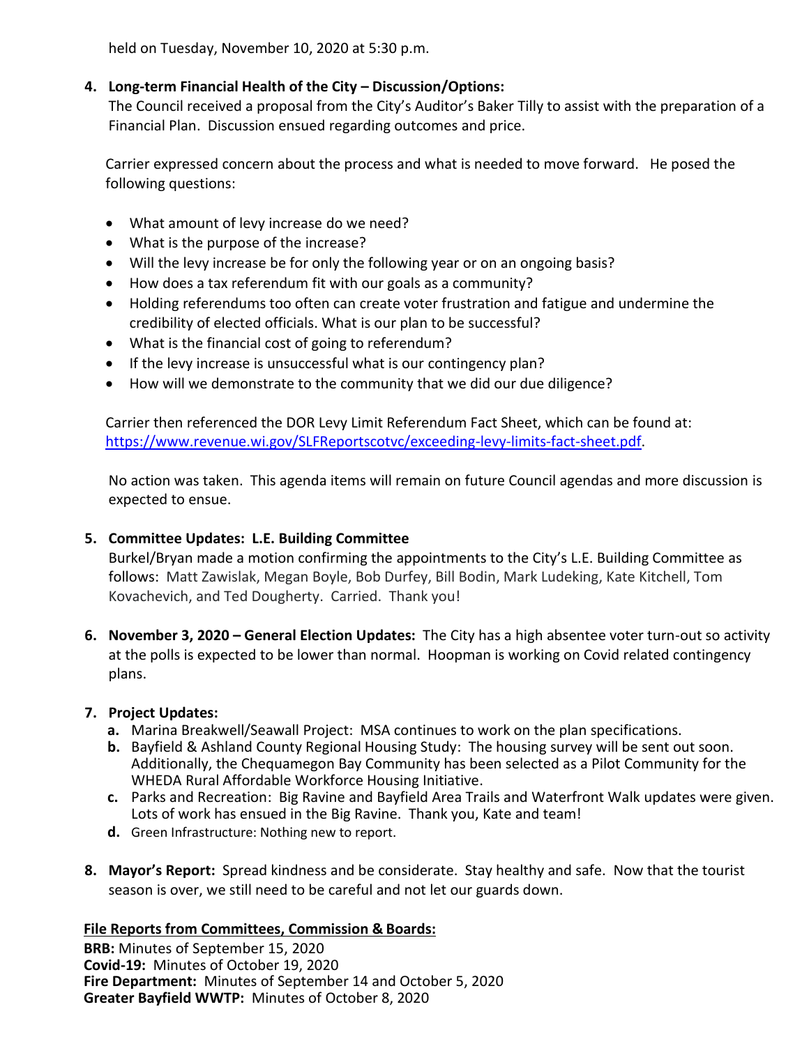held on Tuesday, November 10, 2020 at 5:30 p.m.

4. **Long-term Financial Health of the City – Discussion/Options:**
   The Council received a proposal from the City's Auditor's Baker Tilly to assist with the preparation of a Financial Plan. Discussion ensued regarding outcomes and price.

   Carrier expressed concern about the process and what is needed to move forward. He posed the following questions:

   - What amount of levy increase do we need?
   - What is the purpose of the increase?
   - Will the levy increase be for only the following year or on an ongoing basis?
   - How does a tax referendum fit with our goals as a community?
   - Holding referendums too often can create voter frustration and fatigue and undermine the credibility of elected officials. What is our plan to be successful?
   - What is the financial cost of going to referendum?
   - If the levy increase is unsuccessful what is our contingency plan?
   - How will we demonstrate to the community that we did our due diligence?

   Carrier then referenced the DOR Levy Limit Referendum Fact Sheet, which can be found at: https://www.revenue.wi.gov/SLFReportscotvc/exceeding-levy-limits-fact-sheet.pdf.

   No action was taken. This agenda items will remain on future Council agendas and more discussion is expected to ensue.

5. **Committee Updates: L.E. Building Committee**
   Burkel/Bryan made a motion confirming the appointments to the City's L.E. Building Committee as follows: Matt Zawislak, Megan Boyle, Bob Durfey, Bill Bodin, Mark Ludeking, Kate Kitchell, Tom Kovachevich, and Ted Dougherty. Carried. Thank you!

6. **November 3, 2020 – General Election Updates:** The City has a high absentee voter turn-out so activity at the polls is expected to be lower than normal. Hoopman is working on Covid related contingency plans.

7. **Project Updates:**
   a. Marina Breakwell/Seawall Project: MSA continues to work on the plan specifications.
   b. Bayfield & Ashland County Regional Housing Study: The housing survey will be sent out soon. Additionally, the Chequamegon Bay Community has been selected as a Pilot Community for the WHEDA Rural Affordable Workforce Housing Initiative.
   c. Parks and Recreation: Big Ravine and Bayfield Area Trails and Waterfront Walk updates were given. Lots of work has ensued in the Big Ravine. Thank you, Kate and team!
   d. Green Infrastructure: Nothing new to report.

8. **Mayor's Report:** Spread kindness and be considerate. Stay healthy and safe. Now that the tourist season is over, we still need to be careful and not let our guards down.

**File Reports from Committees, Commission & Boards:**

**BRB:** Minutes of September 15, 2020
**Covid-19:** Minutes of October 19, 2020
**Fire Department:** Minutes of September 14 and October 5, 2020
**Greater Bayfield WWTP:** Minutes of October 8, 2020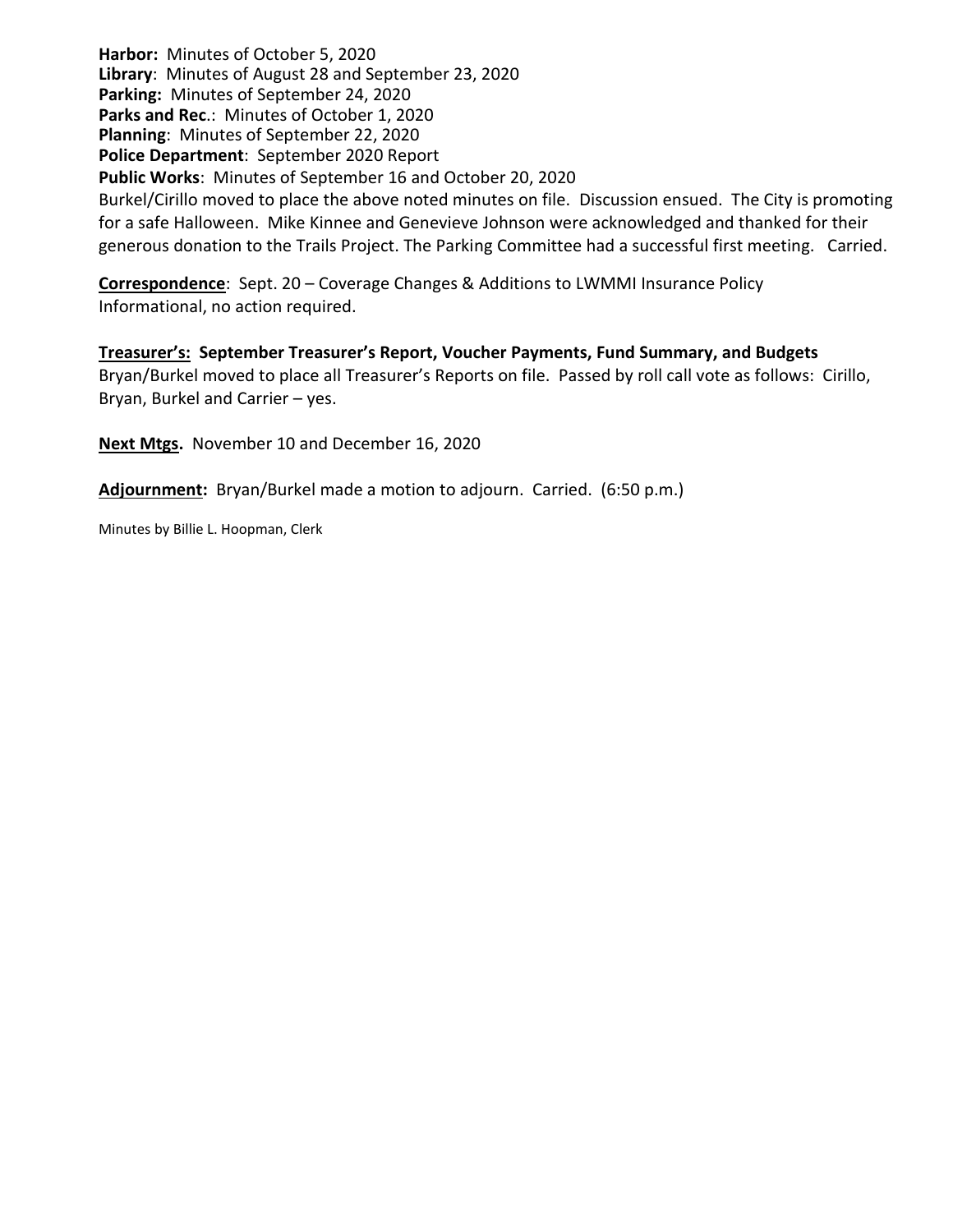**Harbor:** Minutes of October 5, 2020
**Library**: Minutes of August 28 and September 23, 2020
**Parking:** Minutes of September 24, 2020
**Parks and Rec**.: Minutes of October 1, 2020
**Planning**: Minutes of September 22, 2020
**Police Department**: September 2020 Report
**Public Works**: Minutes of September 16 and October 20, 2020
Burkel/Cirillo moved to place the above noted minutes on file. Discussion ensued. The City is promoting for a safe Halloween. Mike Kinnee and Genevieve Johnson were acknowledged and thanked for their generous donation to the Trails Project. The Parking Committee had a successful first meeting. Carried.

**Correspondence**: Sept. 20 – Coverage Changes & Additions to LWMMI Insurance Policy
Informational, no action required.

**Treasurer's: September Treasurer's Report, Voucher Payments, Fund Summary, and Budgets**
Bryan/Burkel moved to place all Treasurer's Reports on file. Passed by roll call vote as follows: Cirillo, Bryan, Burkel and Carrier – yes.

**Next Mtgs.** November 10 and December 16, 2020

**Adjournment:** Bryan/Burkel made a motion to adjourn. Carried. (6:50 p.m.)

Minutes by Billie L. Hoopman, Clerk